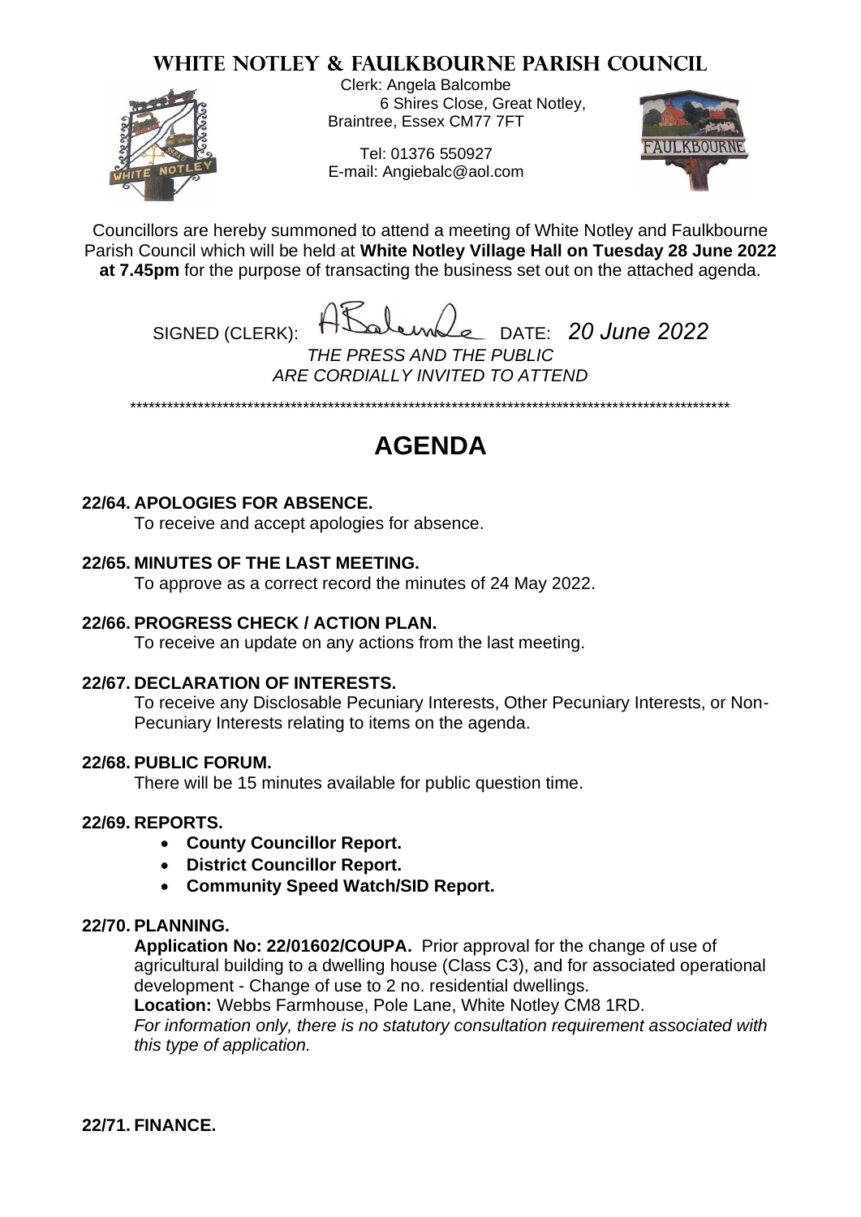# WHITE NOTLEY & FAULKBOURNE PARISH COUNCIL

Clerk: Angela Balcombe
6 Shires Close, Great Notley,
Braintree, Essex CM77 7FT

Tel: 01376 550927
E-mail: Angiebalc@aol.com

Councillors are hereby summoned to attend a meeting of White Notley and Faulkbourne Parish Council which will be held at **White Notley Village Hall on Tuesday 28 June 2022 at 7.45pm** for the purpose of transacting the business set out on the attached agenda.

SIGNED (CLERK): ABalcombe DATE: *20 June 2022*

*THE PRESS AND THE PUBLIC ARE CORDIALLY INVITED TO ATTEND*

\*\*\*\*\*\*\*\*\*\*\*\*\*\*\*\*\*\*\*\*\*\*\*\*\*\*\*\*\*\*\*\*\*\*\*\*\*\*\*\*\*\*\*\*\*\*\*\*\*\*\*\*\*\*\*\*\*\*\*\*\*\*\*\*\*\*\*\*\*\*\*\*\*\*\*\*\*\*\*\*\*\*\*\*\*\*\*\*\*\*\*\*\*\*\*\*

# AGENDA

**22/64. APOLOGIES FOR ABSENCE.**
To receive and accept apologies for absence.

**22/65. MINUTES OF THE LAST MEETING.**
To approve as a correct record the minutes of 24 May 2022.

**22/66. PROGRESS CHECK / ACTION PLAN.**
To receive an update on any actions from the last meeting.

**22/67. DECLARATION OF INTERESTS.**
To receive any Disclosable Pecuniary Interests, Other Pecuniary Interests, or Non-Pecuniary Interests relating to items on the agenda.

**22/68. PUBLIC FORUM.**
There will be 15 minutes available for public question time.

**22/69. REPORTS.**

- **County Councillor Report.**
- **District Councillor Report.**
- **Community Speed Watch/SID Report.**

**22/70. PLANNING.**
**Application No: 22/01602/COUPA.** Prior approval for the change of use of agricultural building to a dwelling house (Class C3), and for associated operational development - Change of use to 2 no. residential dwellings.
**Location:** Webbs Farmhouse, Pole Lane, White Notley CM8 1RD.
*For information only, there is no statutory consultation requirement associated with this type of application.*

**22/71. FINANCE.**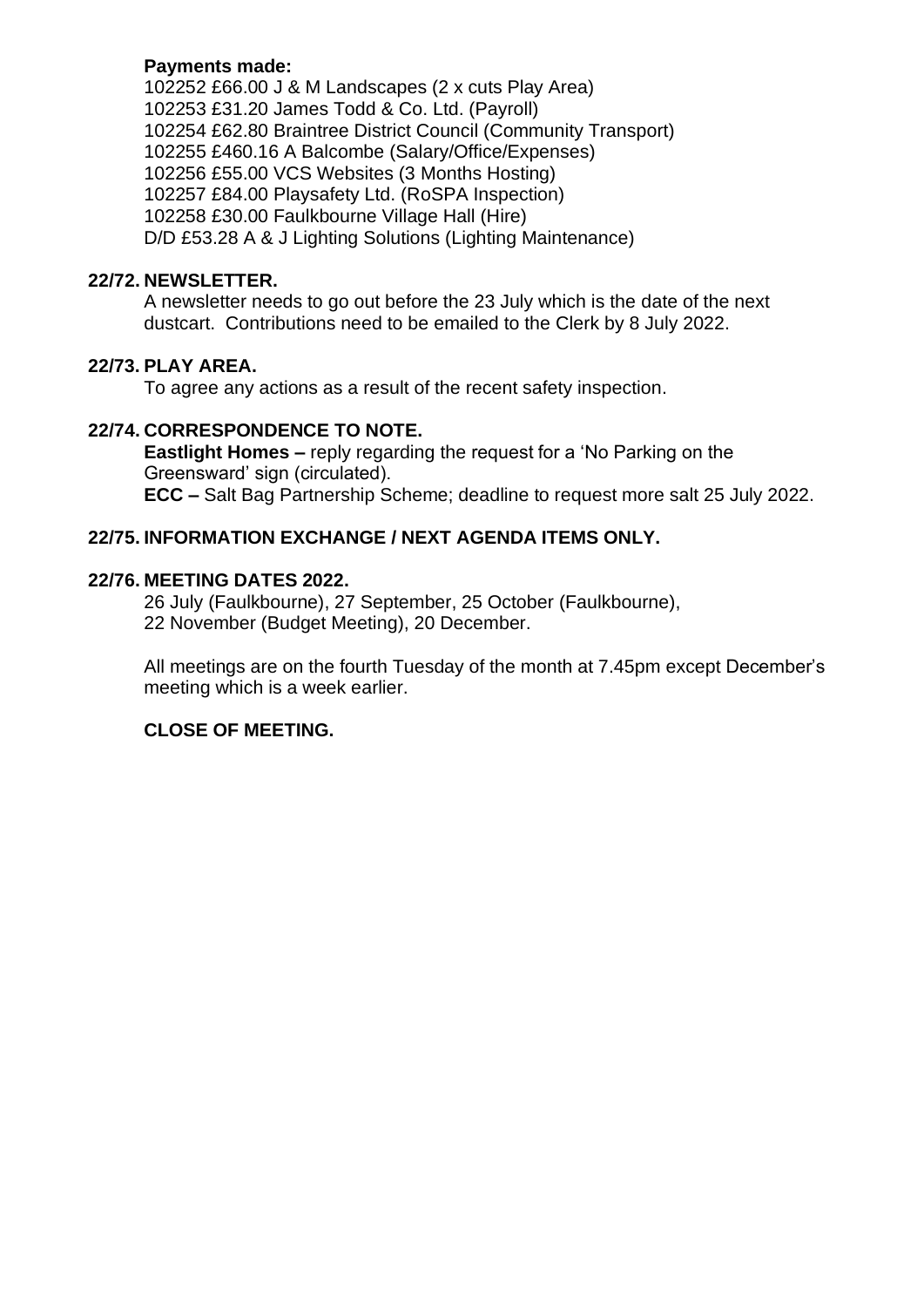**Payments made:**

102252 £66.00 J & M Landscapes (2 x cuts Play Area)
102253 £31.20 James Todd & Co. Ltd. (Payroll)
102254 £62.80 Braintree District Council (Community Transport)
102255 £460.16 A Balcombe (Salary/Office/Expenses)
102256 £55.00 VCS Websites (3 Months Hosting)
102257 £84.00 Playsafety Ltd. (RoSPA Inspection)
102258 £30.00 Faulkbourne Village Hall (Hire)
D/D £53.28 A & J Lighting Solutions (Lighting Maintenance)

**22/72. NEWSLETTER.**

A newsletter needs to go out before the 23 July which is the date of the next dustcart. Contributions need to be emailed to the Clerk by 8 July 2022.

**22/73. PLAY AREA.**

To agree any actions as a result of the recent safety inspection.

**22/74. CORRESPONDENCE TO NOTE.**

**Eastlight Homes –** reply regarding the request for a 'No Parking on the Greensward' sign (circulated).
**ECC –** Salt Bag Partnership Scheme; deadline to request more salt 25 July 2022.

**22/75. INFORMATION EXCHANGE / NEXT AGENDA ITEMS ONLY.**

**22/76. MEETING DATES 2022.**

26 July (Faulkbourne), 27 September, 25 October (Faulkbourne),
22 November (Budget Meeting), 20 December.

All meetings are on the fourth Tuesday of the month at 7.45pm except December's meeting which is a week earlier.

**CLOSE OF MEETING.**